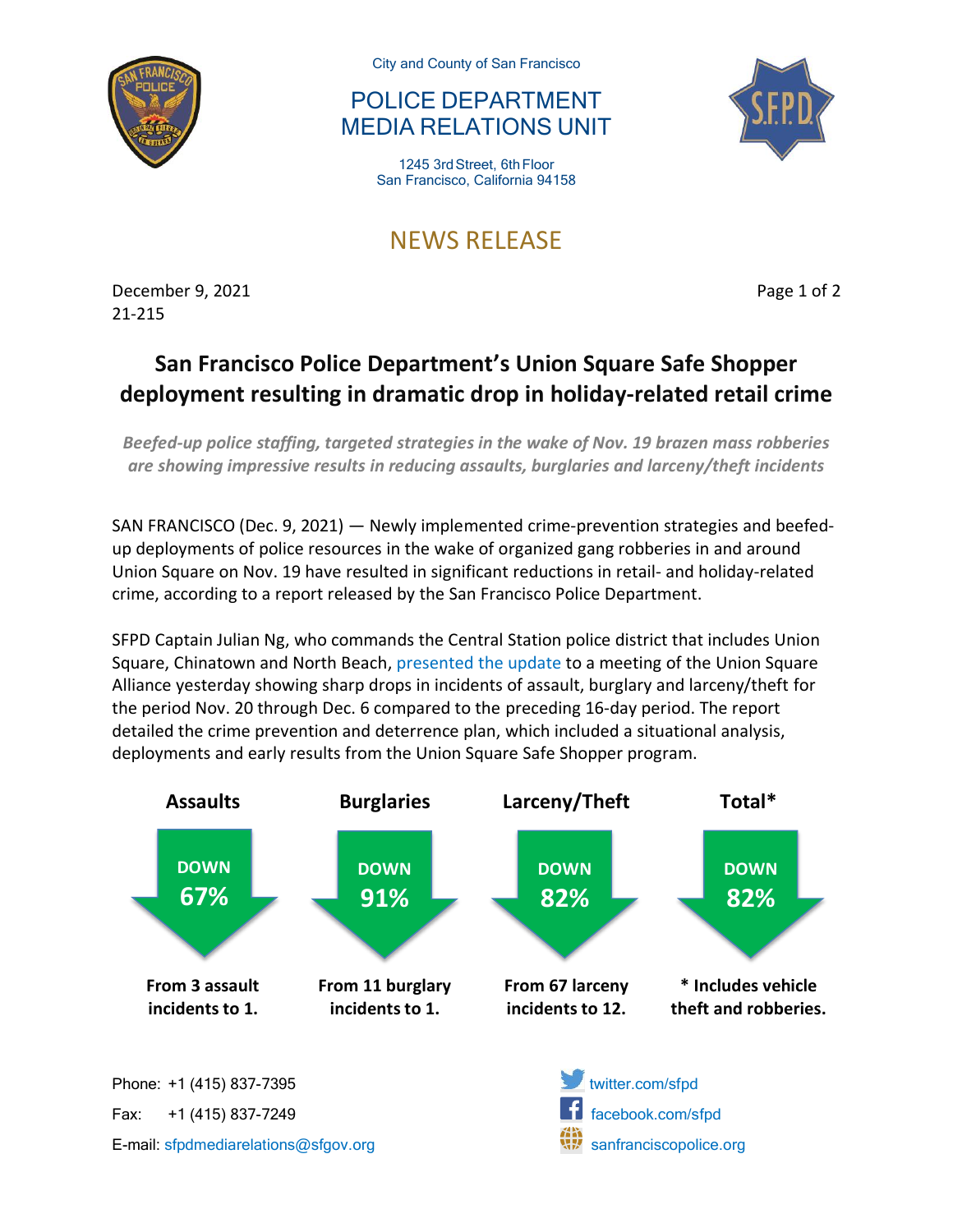City and County of San Francisco

POLICE DEPARTMENT
MEDIA RELATIONS UNIT

1245 3rd Street, 6th Floor
San Francisco, California 94158

NEWS RELEASE

December 9, 2021
21-215

# San Francisco Police Department's Union Square Safe Shopper deployment resulting in dramatic drop in holiday-related retail crime

*Beefed-up police staffing, targeted strategies in the wake of Nov. 19 brazen mass robberies are showing impressive results in reducing assaults, burglaries and larceny/theft incidents*

SAN FRANCISCO (Dec. 9, 2021) — Newly implemented crime-prevention strategies and beefed-up deployments of police resources in the wake of organized gang robberies in and around Union Square on Nov. 19 have resulted in significant reductions in retail- and holiday-related crime, according to a report released by the San Francisco Police Department.

SFPD Captain Julian Ng, who commands the Central Station police district that includes Union Square, Chinatown and North Beach, presented the update to a meeting of the Union Square Alliance yesterday showing sharp drops in incidents of assault, burglary and larceny/theft for the period Nov. 20 through Dec. 6 compared to the preceding 16-day period. The report detailed the crime prevention and deterrence plan, which included a situational analysis, deployments and early results from the Union Square Safe Shopper program.

| Assaults | Burglaries | Larceny/Theft | Total* |
|---|---|---|---|
| DOWN 67% | DOWN 91% | DOWN 82% | DOWN 82% |
| From 3 assault incidents to 1. | From 11 burglary incidents to 1. | From 67 larceny incidents to 12. | * Includes vehicle theft and robberies. |

Phone: +1 (415) 837-7395
Fax: +1 (415) 837-7249
E-mail: sfpdmediarelations@sfgov.org

twitter.com/sfpd
facebook.com/sfpd
sanfranciscopolice.org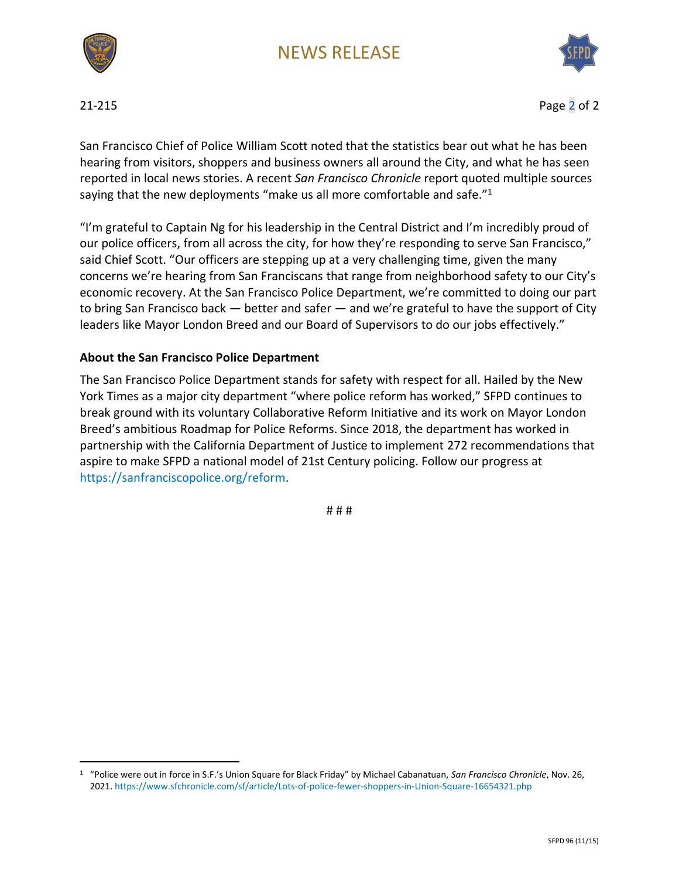San Francisco Chief of Police William Scott noted that the statistics bear out what he has been hearing from visitors, shoppers and business owners all around the City, and what he has seen reported in local news stories. A recent *San Francisco Chronicle* report quoted multiple sources saying that the new deployments "make us all more comfortable and safe."[1]

"I'm grateful to Captain Ng for his leadership in the Central District and I'm incredibly proud of our police officers, from all across the city, for how they're responding to serve San Francisco," said Chief Scott. "Our officers are stepping up at a very challenging time, given the many concerns we're hearing from San Franciscans that range from neighborhood safety to our City's economic recovery. At the San Francisco Police Department, we're committed to doing our part to bring San Francisco back — better and safer — and we're grateful to have the support of City leaders like Mayor London Breed and our Board of Supervisors to do our jobs effectively."

**About the San Francisco Police Department**

The San Francisco Police Department stands for safety with respect for all. Hailed by the New York Times as a major city department "where police reform has worked," SFPD continues to break ground with its voluntary Collaborative Reform Initiative and its work on Mayor London Breed's ambitious Roadmap for Police Reforms. Since 2018, the department has worked in partnership with the California Department of Justice to implement 272 recommendations that aspire to make SFPD a national model of 21st Century policing. Follow our progress at https://sanfranciscopolice.org/reform.

# # #

[1] "Police were out in force in S.F.'s Union Square for Black Friday" by Michael Cabanatuan, *San Francisco Chronicle*, Nov. 26, 2021. https://www.sfchronicle.com/sf/article/Lots-of-police-fewer-shoppers-in-Union-Square-16654321.php

SFPD 96 (11/15)